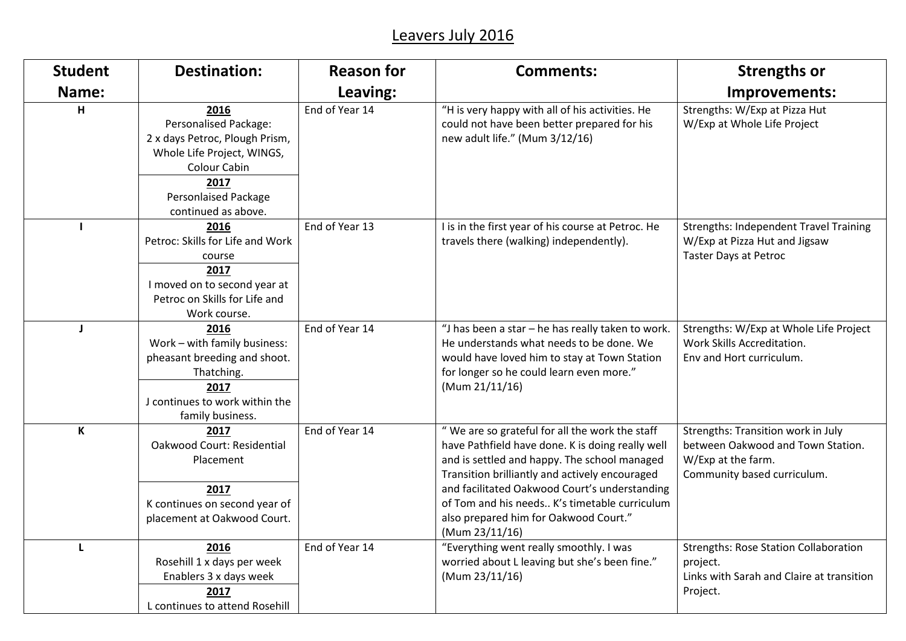# Leavers July 2016

| Student Name: | Destination: | Reason for Leaving: | Comments: | Strengths or Improvements: |
|---|---|---|---|---|
| H | **2016** Personalised Package: 2 x days Petroc, Plough Prism, Whole Life Project, WINGS, Colour Cabin<br>**2017** Personlaised Package continued as above. | End of Year 14 | "H is very happy with all of his activities. He could not have been better prepared for his new adult life." (Mum 3/12/16) | Strengths: W/Exp at Pizza Hut<br>W/Exp at Whole Life Project |
| I | **2016** Petroc: Skills for Life and Work course<br>**2017** I moved on to second year at Petroc on Skills for Life and Work course. | End of Year 13 | I is in the first year of his course at Petroc. He travels there (walking) independently). | Strengths: Independent Travel Training<br>W/Exp at Pizza Hut and Jigsaw<br>Taster Days at Petroc |
| J | **2016** Work – with family business: pheasant breeding and shoot. Thatching.<br>**2017** J continues to work within the family business. | End of Year 14 | "J has been a star – he has really taken to work. He understands what needs to be done. We would have loved him to stay at Town Station for longer so he could learn even more." (Mum 21/11/16) | Strengths: W/Exp at Whole Life Project<br>Work Skills Accreditation.<br>Env and Hort curriculum. |
| K | **2017** Oakwood Court: Residential Placement<br>**2017** K continues on second year of placement at Oakwood Court. | End of Year 14 | " We are so grateful for all the work the staff have Pathfield have done. K is doing really well and is settled and happy. The school managed Transition brilliantly and actively encouraged and facilitated Oakwood Court's understanding of Tom and his needs.. K's timetable curriculum also prepared him for Oakwood Court." (Mum 23/11/16) | Strengths: Transition work in July between Oakwood and Town Station.<br>W/Exp at the farm.<br>Community based curriculum. |
| L | **2016** Rosehill 1 x days per week Enablers 3 x days week<br>**2017** L continues to attend Rosehill | End of Year 14 | "Everything went really smoothly. I was worried about L leaving but she's been fine." (Mum 23/11/16) | Strengths: Rose Station Collaboration project.<br>Links with Sarah and Claire at transition Project. |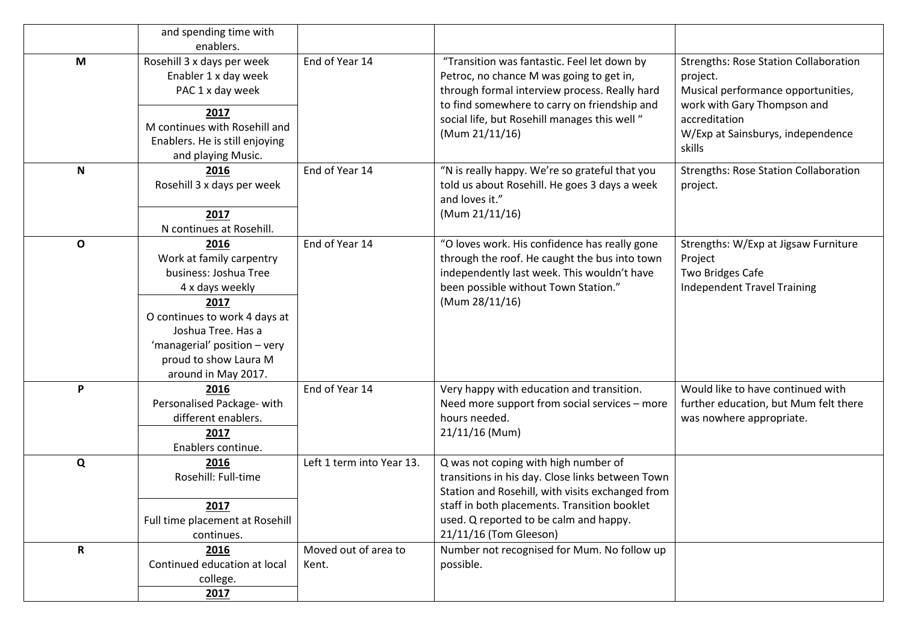| | | | | |
|---|---|---|---|---|
| | and spending time with enablers. | | | |
| **M** | Rosehill 3 x days per week<br>Enabler 1 x day week<br>PAC 1 x day week<br>**2017**<br>M continues with Rosehill and Enablers. He is still enjoying and playing Music. | End of Year 14 | "Transition was fantastic. Feel let down by Petroc, no chance M was going to get in, through formal interview process. Really hard to find somewhere to carry on friendship and social life, but Rosehill manages this well " (Mum 21/11/16) | Strengths: Rose Station Collaboration project.<br>Musical performance opportunities, work with Gary Thompson and accreditation<br>W/Exp at Sainsburys, independence skills |
| **N** | **2016**<br>Rosehill 3 x days per week<br>**2017**<br>N continues at Rosehill. | End of Year 14 | "N is really happy. We're so grateful that you told us about Rosehill. He goes 3 days a week and loves it."<br>(Mum 21/11/16) | Strengths: Rose Station Collaboration project. |
| **O** | **2016**<br>Work at family carpentry business: Joshua Tree<br>4 x days weekly<br>**2017**<br>O continues to work 4 days at Joshua Tree. Has a 'managerial' position – very proud to show Laura M around in May 2017. | End of Year 14 | "O loves work. His confidence has really gone through the roof. He caught the bus into town independently last week. This wouldn't have been possible without Town Station."<br>(Mum 28/11/16) | Strengths: W/Exp at Jigsaw Furniture Project<br>Two Bridges Cafe<br>Independent Travel Training |
| **P** | **2016**<br>Personalised Package- with different enablers.<br>**2017**<br>Enablers continue. | End of Year 14 | Very happy with education and transition. Need more support from social services – more hours needed.<br>21/11/16 (Mum) | Would like to have continued with further education, but Mum felt there was nowhere appropriate. |
| **Q** | **2016**<br>Rosehill: Full-time<br>**2017**<br>Full time placement at Rosehill continues. | Left 1 term into Year 13. | Q was not coping with high number of transitions in his day. Close links between Town Station and Rosehill, with visits exchanged from staff in both placements. Transition booklet used. Q reported to be calm and happy.<br>21/11/16 (Tom Gleeson) | |
| **R** | **2016**<br>Continued education at local college.<br>**2017** | Moved out of area to Kent. | Number not recognised for Mum. No follow up possible. | |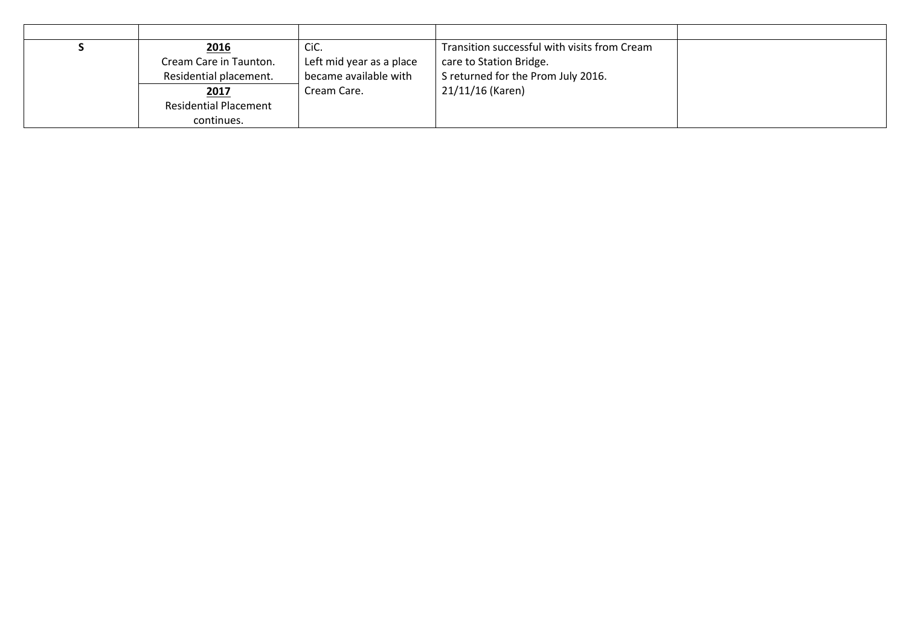| | | | | |
|---|---|---|---|---|
| **S** | **2016**<br>Cream Care in Taunton.<br>Residential placement.<br>**2017**<br>Residential Placement continues. | CiC.<br>Left mid year as a place became available with Cream Care. | Transition successful with visits from Cream care to Station Bridge.<br>S returned for the Prom July 2016.<br>21/11/16 (Karen) | |